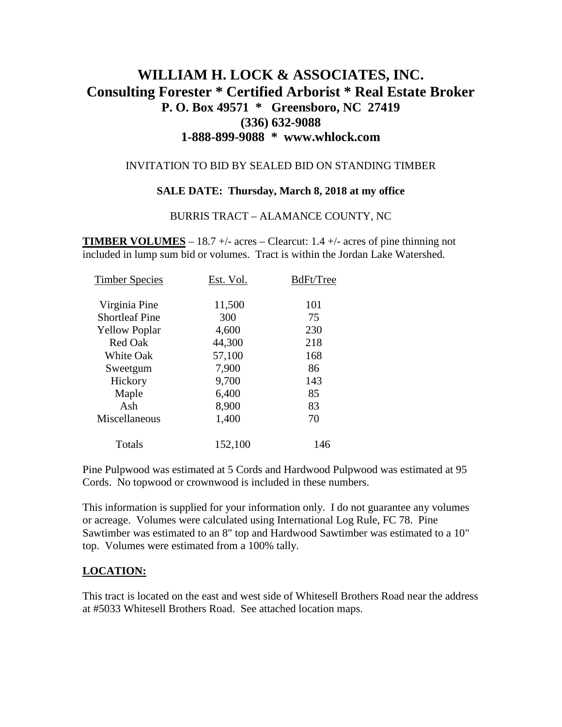# WILLIAM H. LOCK & ASSOCIATES, INC.
## Consulting Forester * Certified Arborist * Real Estate Broker
### P. O. Box 49571 * Greensboro, NC 27419
### (336) 632-9088
### 1-888-899-9088 * www.whlock.com

INVITATION TO BID BY SEALED BID ON STANDING TIMBER

**SALE DATE: Thursday, March 8, 2018 at my office**

BURRIS TRACT – ALAMANCE COUNTY, NC

**TIMBER VOLUMES** – 18.7 +/- acres – Clearcut: 1.4 +/- acres of pine thinning not included in lump sum bid or volumes. Tract is within the Jordan Lake Watershed.

| Timber Species | Est. Vol. | BdFt/Tree |
|---|---|---|
| Virginia Pine | 11,500 | 101 |
| Shortleaf Pine | 300 | 75 |
| Yellow Poplar | 4,600 | 230 |
| Red Oak | 44,300 | 218 |
| White Oak | 57,100 | 168 |
| Sweetgum | 7,900 | 86 |
| Hickory | 9,700 | 143 |
| Maple | 6,400 | 85 |
| Ash | 8,900 | 83 |
| Miscellaneous | 1,400 | 70 |
| Totals | 152,100 | 146 |

Pine Pulpwood was estimated at 5 Cords and Hardwood Pulpwood was estimated at 95 Cords. No topwood or crownwood is included in these numbers.

This information is supplied for your information only. I do not guarantee any volumes or acreage. Volumes were calculated using International Log Rule, FC 78. Pine Sawtimber was estimated to an 8" top and Hardwood Sawtimber was estimated to a 10" top. Volumes were estimated from a 100% tally.

**LOCATION:**

This tract is located on the east and west side of Whitesell Brothers Road near the address at #5033 Whitesell Brothers Road. See attached location maps.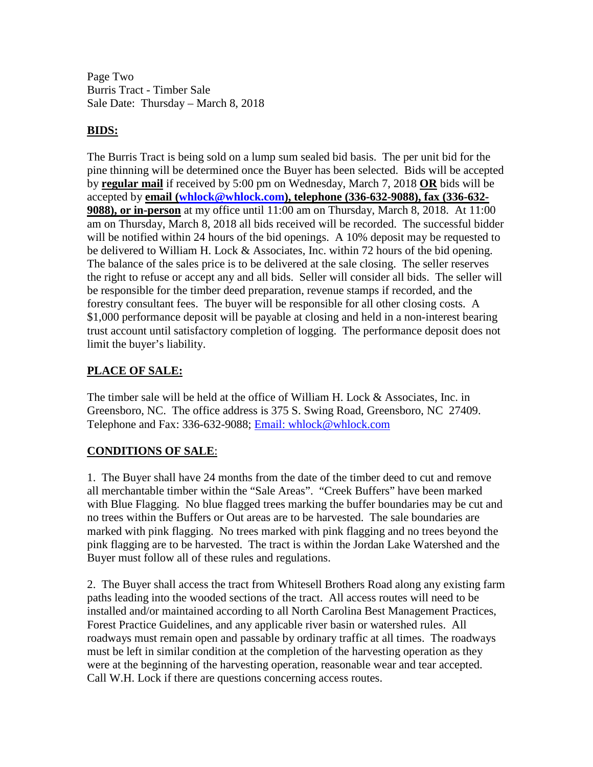Page Two
Burris Tract - Timber Sale
Sale Date: Thursday – March 8, 2018

## BIDS:

The Burris Tract is being sold on a lump sum sealed bid basis. The per unit bid for the pine thinning will be determined once the Buyer has been selected. Bids will be accepted by **regular mail** if received by 5:00 pm on Wednesday, March 7, 2018 **OR** bids will be accepted by **email (whlock@whlock.com), telephone (336-632-9088), fax (336-632-9088), or in-person** at my office until 11:00 am on Thursday, March 8, 2018. At 11:00 am on Thursday, March 8, 2018 all bids received will be recorded. The successful bidder will be notified within 24 hours of the bid openings. A 10% deposit may be requested to be delivered to William H. Lock & Associates, Inc. within 72 hours of the bid opening. The balance of the sales price is to be delivered at the sale closing. The seller reserves the right to refuse or accept any and all bids. Seller will consider all bids. The seller will be responsible for the timber deed preparation, revenue stamps if recorded, and the forestry consultant fees. The buyer will be responsible for all other closing costs. A $1,000 performance deposit will be payable at closing and held in a non-interest bearing trust account until satisfactory completion of logging. The performance deposit does not limit the buyer's liability.

## PLACE OF SALE:

The timber sale will be held at the office of William H. Lock & Associates, Inc. in Greensboro, NC. The office address is 375 S. Swing Road, Greensboro, NC 27409. Telephone and Fax: 336-632-9088; Email: whlock@whlock.com

## CONDITIONS OF SALE:

1. The Buyer shall have 24 months from the date of the timber deed to cut and remove all merchantable timber within the "Sale Areas". "Creek Buffers" have been marked with Blue Flagging. No blue flagged trees marking the buffer boundaries may be cut and no trees within the Buffers or Out areas are to be harvested. The sale boundaries are marked with pink flagging. No trees marked with pink flagging and no trees beyond the pink flagging are to be harvested. The tract is within the Jordan Lake Watershed and the Buyer must follow all of these rules and regulations.

2. The Buyer shall access the tract from Whitesell Brothers Road along any existing farm paths leading into the wooded sections of the tract. All access routes will need to be installed and/or maintained according to all North Carolina Best Management Practices, Forest Practice Guidelines, and any applicable river basin or watershed rules. All roadways must remain open and passable by ordinary traffic at all times. The roadways must be left in similar condition at the completion of the harvesting operation as they were at the beginning of the harvesting operation, reasonable wear and tear accepted. Call W.H. Lock if there are questions concerning access routes.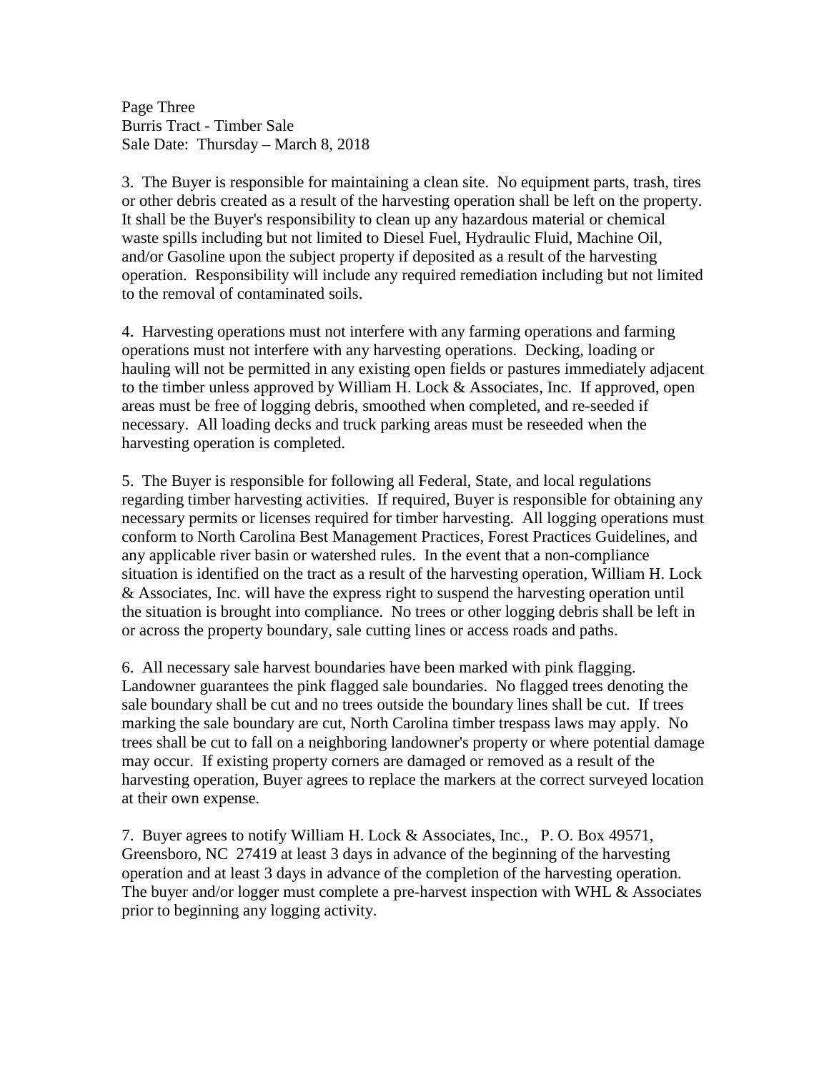3. The Buyer is responsible for maintaining a clean site. No equipment parts, trash, tires or other debris created as a result of the harvesting operation shall be left on the property. It shall be the Buyer's responsibility to clean up any hazardous material or chemical waste spills including but not limited to Diesel Fuel, Hydraulic Fluid, Machine Oil, and/or Gasoline upon the subject property if deposited as a result of the harvesting operation. Responsibility will include any required remediation including but not limited to the removal of contaminated soils.

4. Harvesting operations must not interfere with any farming operations and farming operations must not interfere with any harvesting operations. Decking, loading or hauling will not be permitted in any existing open fields or pastures immediately adjacent to the timber unless approved by William H. Lock & Associates, Inc. If approved, open areas must be free of logging debris, smoothed when completed, and re-seeded if necessary. All loading decks and truck parking areas must be reseeded when the harvesting operation is completed.

5. The Buyer is responsible for following all Federal, State, and local regulations regarding timber harvesting activities. If required, Buyer is responsible for obtaining any necessary permits or licenses required for timber harvesting. All logging operations must conform to North Carolina Best Management Practices, Forest Practices Guidelines, and any applicable river basin or watershed rules. In the event that a non-compliance situation is identified on the tract as a result of the harvesting operation, William H. Lock & Associates, Inc. will have the express right to suspend the harvesting operation until the situation is brought into compliance. No trees or other logging debris shall be left in or across the property boundary, sale cutting lines or access roads and paths.

6. All necessary sale harvest boundaries have been marked with pink flagging. Landowner guarantees the pink flagged sale boundaries. No flagged trees denoting the sale boundary shall be cut and no trees outside the boundary lines shall be cut. If trees marking the sale boundary are cut, North Carolina timber trespass laws may apply. No trees shall be cut to fall on a neighboring landowner's property or where potential damage may occur. If existing property corners are damaged or removed as a result of the harvesting operation, Buyer agrees to replace the markers at the correct surveyed location at their own expense.

7. Buyer agrees to notify William H. Lock & Associates, Inc., P. O. Box 49571, Greensboro, NC 27419 at least 3 days in advance of the beginning of the harvesting operation and at least 3 days in advance of the completion of the harvesting operation. The buyer and/or logger must complete a pre-harvest inspection with WHL & Associates prior to beginning any logging activity.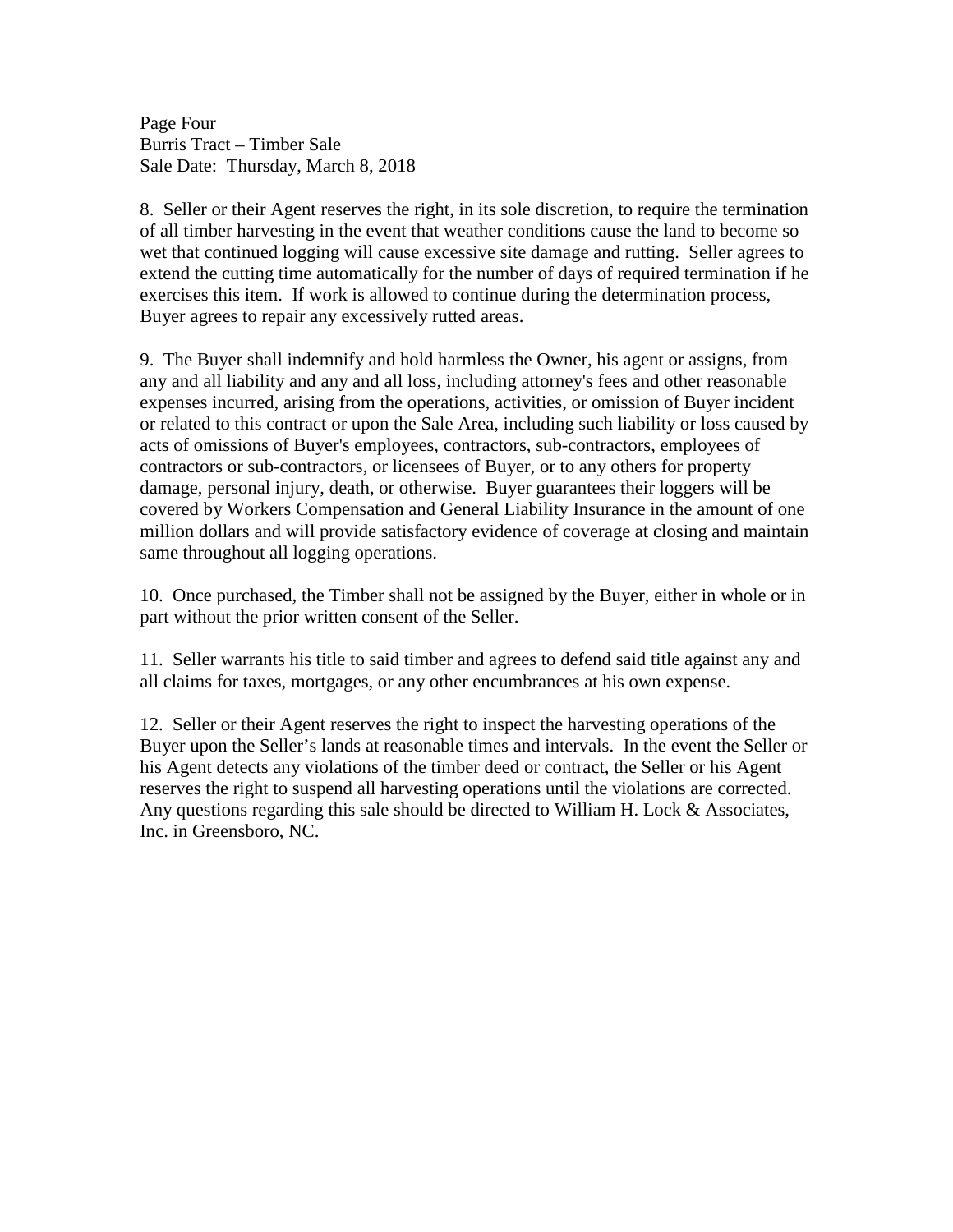8. Seller or their Agent reserves the right, in its sole discretion, to require the termination of all timber harvesting in the event that weather conditions cause the land to become so wet that continued logging will cause excessive site damage and rutting. Seller agrees to extend the cutting time automatically for the number of days of required termination if he exercises this item. If work is allowed to continue during the determination process, Buyer agrees to repair any excessively rutted areas.

9. The Buyer shall indemnify and hold harmless the Owner, his agent or assigns, from any and all liability and any and all loss, including attorney's fees and other reasonable expenses incurred, arising from the operations, activities, or omission of Buyer incident or related to this contract or upon the Sale Area, including such liability or loss caused by acts of omissions of Buyer's employees, contractors, sub-contractors, employees of contractors or sub-contractors, or licensees of Buyer, or to any others for property damage, personal injury, death, or otherwise. Buyer guarantees their loggers will be covered by Workers Compensation and General Liability Insurance in the amount of one million dollars and will provide satisfactory evidence of coverage at closing and maintain same throughout all logging operations.

10. Once purchased, the Timber shall not be assigned by the Buyer, either in whole or in part without the prior written consent of the Seller.

11. Seller warrants his title to said timber and agrees to defend said title against any and all claims for taxes, mortgages, or any other encumbrances at his own expense.

12. Seller or their Agent reserves the right to inspect the harvesting operations of the Buyer upon the Seller's lands at reasonable times and intervals. In the event the Seller or his Agent detects any violations of the timber deed or contract, the Seller or his Agent reserves the right to suspend all harvesting operations until the violations are corrected. Any questions regarding this sale should be directed to William H. Lock & Associates, Inc. in Greensboro, NC.